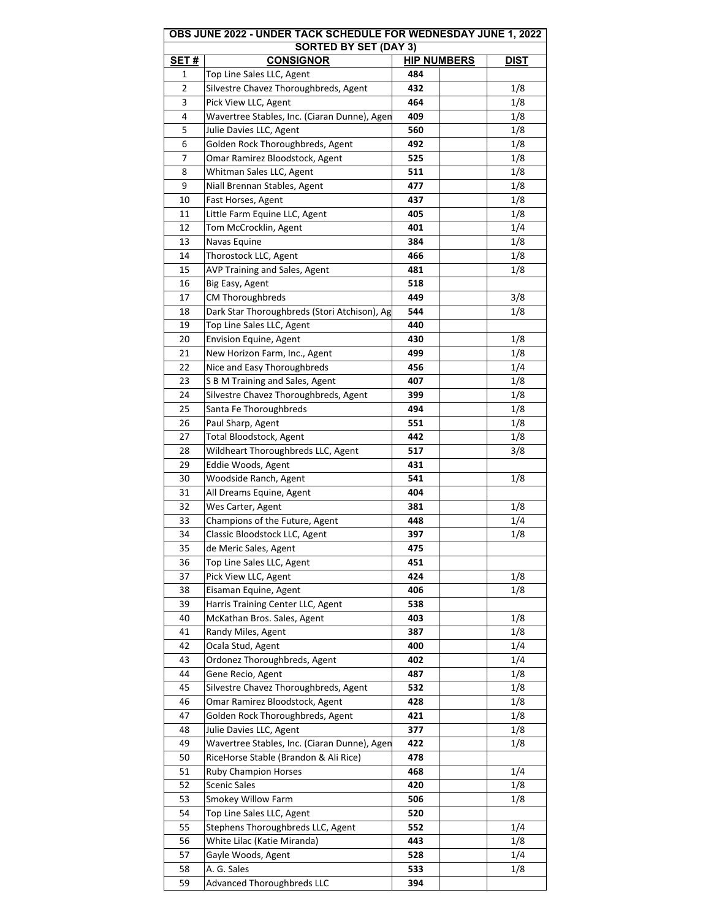| OBS JUNE 2022 - UNDER TACK SCHEDULE FOR WEDNESDAY JUNE 1, 2022 | | | | |
|---|---|---|---|---|
| SORTED BY SET (DAY 3) | | | | |
| **SET #** | **CONSIGNOR** | **HIP NUMBERS** | | **DIST** |
| 1 | Top Line Sales LLC, Agent | 484 | | |
| 2 | Silvestre Chavez Thoroughbreds, Agent | 432 | | 1/8 |
| 3 | Pick View LLC, Agent | 464 | | 1/8 |
| 4 | Wavertree Stables, Inc. (Ciaran Dunne), Agen | 409 | | 1/8 |
| 5 | Julie Davies LLC, Agent | 560 | | 1/8 |
| 6 | Golden Rock Thoroughbreds, Agent | 492 | | 1/8 |
| 7 | Omar Ramirez Bloodstock, Agent | 525 | | 1/8 |
| 8 | Whitman Sales LLC, Agent | 511 | | 1/8 |
| 9 | Niall Brennan Stables, Agent | 477 | | 1/8 |
| 10 | Fast Horses, Agent | 437 | | 1/8 |
| 11 | Little Farm Equine LLC, Agent | 405 | | 1/8 |
| 12 | Tom McCrocklin, Agent | 401 | | 1/4 |
| 13 | Navas Equine | 384 | | 1/8 |
| 14 | Thorostock LLC, Agent | 466 | | 1/8 |
| 15 | AVP Training and Sales, Agent | 481 | | 1/8 |
| 16 | Big Easy, Agent | 518 | | |
| 17 | CM Thoroughbreds | 449 | | 3/8 |
| 18 | Dark Star Thoroughbreds (Stori Atchison), Ag | 544 | | 1/8 |
| 19 | Top Line Sales LLC, Agent | 440 | | |
| 20 | Envision Equine, Agent | 430 | | 1/8 |
| 21 | New Horizon Farm, Inc., Agent | 499 | | 1/8 |
| 22 | Nice and Easy Thoroughbreds | 456 | | 1/4 |
| 23 | S B M Training and Sales, Agent | 407 | | 1/8 |
| 24 | Silvestre Chavez Thoroughbreds, Agent | 399 | | 1/8 |
| 25 | Santa Fe Thoroughbreds | 494 | | 1/8 |
| 26 | Paul Sharp, Agent | 551 | | 1/8 |
| 27 | Total Bloodstock, Agent | 442 | | 1/8 |
| 28 | Wildheart Thoroughbreds LLC, Agent | 517 | | 3/8 |
| 29 | Eddie Woods, Agent | 431 | | |
| 30 | Woodside Ranch, Agent | 541 | | 1/8 |
| 31 | All Dreams Equine, Agent | 404 | | |
| 32 | Wes Carter, Agent | 381 | | 1/8 |
| 33 | Champions of the Future, Agent | 448 | | 1/4 |
| 34 | Classic Bloodstock LLC, Agent | 397 | | 1/8 |
| 35 | de Meric Sales, Agent | 475 | | |
| 36 | Top Line Sales LLC, Agent | 451 | | |
| 37 | Pick View LLC, Agent | 424 | | 1/8 |
| 38 | Eisaman Equine, Agent | 406 | | 1/8 |
| 39 | Harris Training Center LLC, Agent | 538 | | |
| 40 | McKathan Bros. Sales, Agent | 403 | | 1/8 |
| 41 | Randy Miles, Agent | 387 | | 1/8 |
| 42 | Ocala Stud, Agent | 400 | | 1/4 |
| 43 | Ordonez Thoroughbreds, Agent | 402 | | 1/4 |
| 44 | Gene Recio, Agent | 487 | | 1/8 |
| 45 | Silvestre Chavez Thoroughbreds, Agent | 532 | | 1/8 |
| 46 | Omar Ramirez Bloodstock, Agent | 428 | | 1/8 |
| 47 | Golden Rock Thoroughbreds, Agent | 421 | | 1/8 |
| 48 | Julie Davies LLC, Agent | 377 | | 1/8 |
| 49 | Wavertree Stables, Inc. (Ciaran Dunne), Agen | 422 | | 1/8 |
| 50 | RiceHorse Stable (Brandon & Ali Rice) | 478 | | |
| 51 | Ruby Champion Horses | 468 | | 1/4 |
| 52 | Scenic Sales | 420 | | 1/8 |
| 53 | Smokey Willow Farm | 506 | | 1/8 |
| 54 | Top Line Sales LLC, Agent | 520 | | |
| 55 | Stephens Thoroughbreds LLC, Agent | 552 | | 1/4 |
| 56 | White Lilac (Katie Miranda) | 443 | | 1/8 |
| 57 | Gayle Woods, Agent | 528 | | 1/4 |
| 58 | A. G. Sales | 533 | | 1/8 |
| 59 | Advanced Thoroughbreds LLC | 394 | | |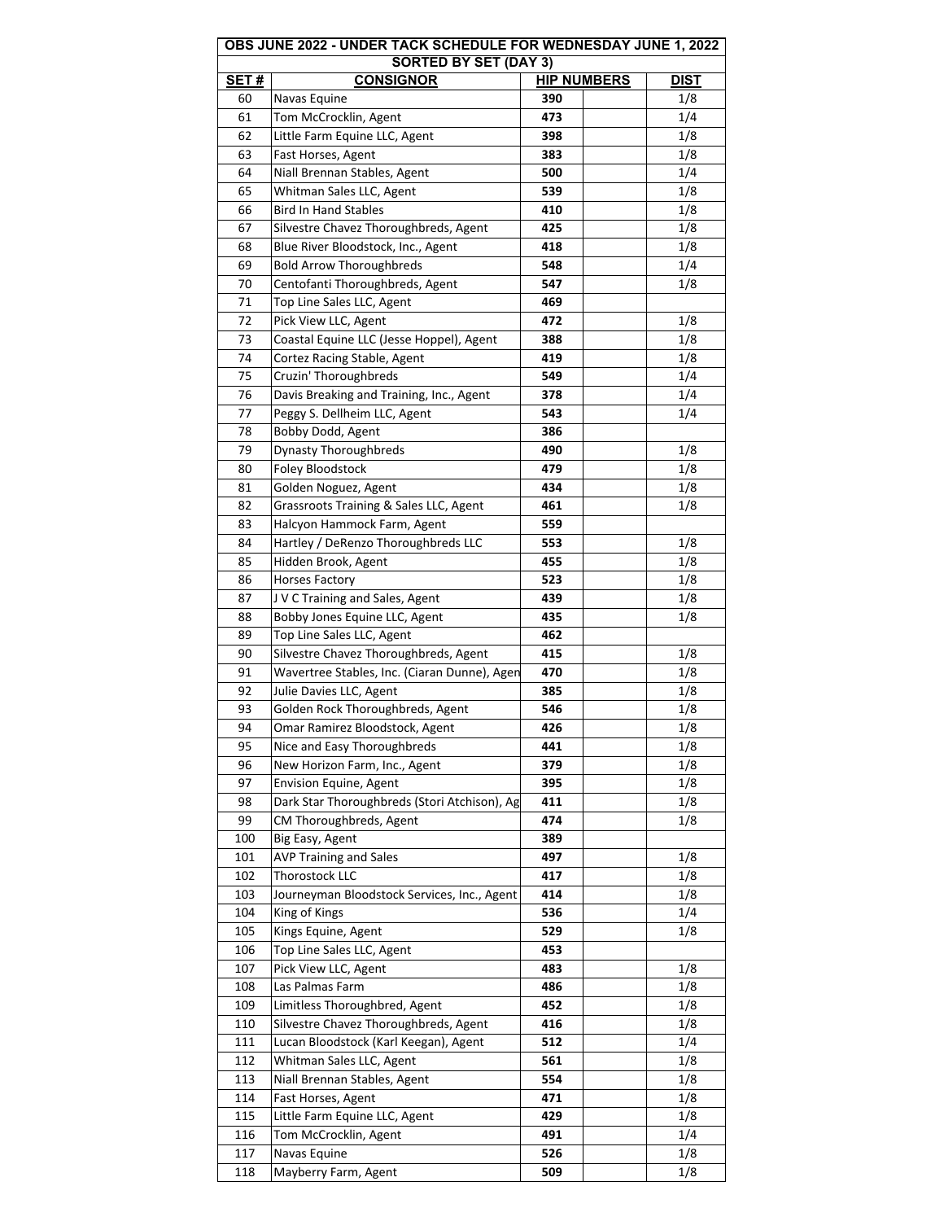| OBS JUNE 2022 - UNDER TACK SCHEDULE FOR WEDNESDAY JUNE 1, 2022 | | | | |
|---|---|---|---|---|
| SORTED BY SET (DAY 3) | | | | |
| **SET #** | **CONSIGNOR** | **HIP NUMBERS** | | **DIST** |
| 60 | Navas Equine | **390** | | 1/8 |
| 61 | Tom McCrocklin, Agent | **473** | | 1/4 |
| 62 | Little Farm Equine LLC, Agent | **398** | | 1/8 |
| 63 | Fast Horses, Agent | **383** | | 1/8 |
| 64 | Niall Brennan Stables, Agent | **500** | | 1/4 |
| 65 | Whitman Sales LLC, Agent | **539** | | 1/8 |
| 66 | Bird In Hand Stables | **410** | | 1/8 |
| 67 | Silvestre Chavez Thoroughbreds, Agent | **425** | | 1/8 |
| 68 | Blue River Bloodstock, Inc., Agent | **418** | | 1/8 |
| 69 | Bold Arrow Thoroughbreds | **548** | | 1/4 |
| 70 | Centofanti Thoroughbreds, Agent | **547** | | 1/8 |
| 71 | Top Line Sales LLC, Agent | **469** | | |
| 72 | Pick View LLC, Agent | **472** | | 1/8 |
| 73 | Coastal Equine LLC (Jesse Hoppel), Agent | **388** | | 1/8 |
| 74 | Cortez Racing Stable, Agent | **419** | | 1/8 |
| 75 | Cruzin' Thoroughbreds | **549** | | 1/4 |
| 76 | Davis Breaking and Training, Inc., Agent | **378** | | 1/4 |
| 77 | Peggy S. Dellheim LLC, Agent | **543** | | 1/4 |
| 78 | Bobby Dodd, Agent | **386** | | |
| 79 | Dynasty Thoroughbreds | **490** | | 1/8 |
| 80 | Foley Bloodstock | **479** | | 1/8 |
| 81 | Golden Noguez, Agent | **434** | | 1/8 |
| 82 | Grassroots Training & Sales LLC, Agent | **461** | | 1/8 |
| 83 | Halcyon Hammock Farm, Agent | **559** | | |
| 84 | Hartley / DeRenzo Thoroughbreds LLC | **553** | | 1/8 |
| 85 | Hidden Brook, Agent | **455** | | 1/8 |
| 86 | Horses Factory | **523** | | 1/8 |
| 87 | J V C Training and Sales, Agent | **439** | | 1/8 |
| 88 | Bobby Jones Equine LLC, Agent | **435** | | 1/8 |
| 89 | Top Line Sales LLC, Agent | **462** | | |
| 90 | Silvestre Chavez Thoroughbreds, Agent | **415** | | 1/8 |
| 91 | Wavertree Stables, Inc. (Ciaran Dunne), Agen | **470** | | 1/8 |
| 92 | Julie Davies LLC, Agent | **385** | | 1/8 |
| 93 | Golden Rock Thoroughbreds, Agent | **546** | | 1/8 |
| 94 | Omar Ramirez Bloodstock, Agent | **426** | | 1/8 |
| 95 | Nice and Easy Thoroughbreds | **441** | | 1/8 |
| 96 | New Horizon Farm, Inc., Agent | **379** | | 1/8 |
| 97 | Envision Equine, Agent | **395** | | 1/8 |
| 98 | Dark Star Thoroughbreds (Stori Atchison), Ag | **411** | | 1/8 |
| 99 | CM Thoroughbreds, Agent | **474** | | 1/8 |
| 100 | Big Easy, Agent | **389** | | |
| 101 | AVP Training and Sales | **497** | | 1/8 |
| 102 | Thorostock LLC | **417** | | 1/8 |
| 103 | Journeyman Bloodstock Services, Inc., Agent | **414** | | 1/8 |
| 104 | King of Kings | **536** | | 1/4 |
| 105 | Kings Equine, Agent | **529** | | 1/8 |
| 106 | Top Line Sales LLC, Agent | **453** | | |
| 107 | Pick View LLC, Agent | **483** | | 1/8 |
| 108 | Las Palmas Farm | **486** | | 1/8 |
| 109 | Limitless Thoroughbred, Agent | **452** | | 1/8 |
| 110 | Silvestre Chavez Thoroughbreds, Agent | **416** | | 1/8 |
| 111 | Lucan Bloodstock (Karl Keegan), Agent | **512** | | 1/4 |
| 112 | Whitman Sales LLC, Agent | **561** | | 1/8 |
| 113 | Niall Brennan Stables, Agent | **554** | | 1/8 |
| 114 | Fast Horses, Agent | **471** | | 1/8 |
| 115 | Little Farm Equine LLC, Agent | **429** | | 1/8 |
| 116 | Tom McCrocklin, Agent | **491** | | 1/4 |
| 117 | Navas Equine | **526** | | 1/8 |
| 118 | Mayberry Farm, Agent | **509** | | 1/8 |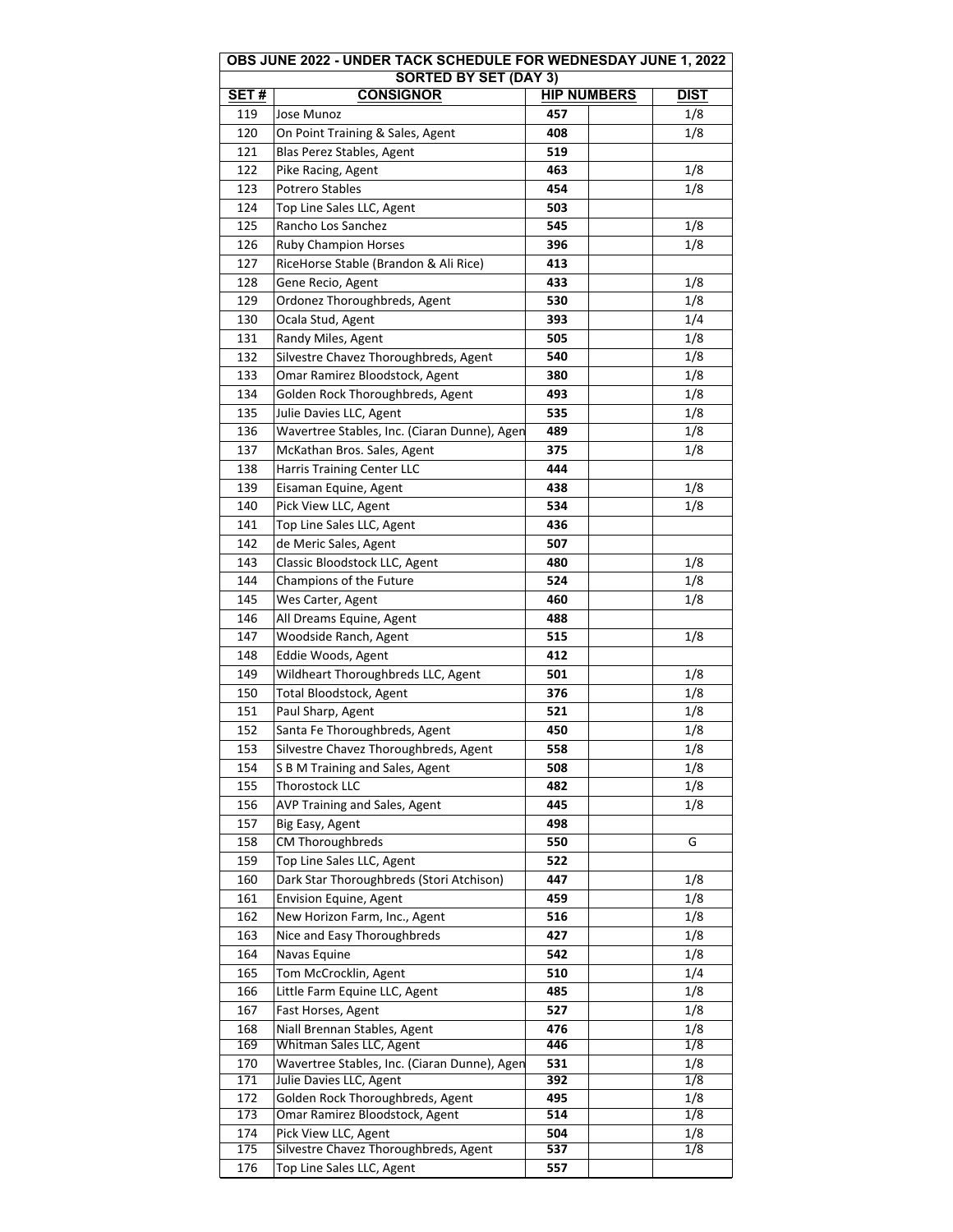| OBS JUNE 2022 - UNDER TACK SCHEDULE FOR WEDNESDAY JUNE 1, 2022 SORTED BY SET (DAY 3) | | | | |
|---|---|---|---|---|
| **SET #** | **CONSIGNOR** | **HIP NUMBERS** | | **DIST** |
| 119 | Jose Munoz | **457** | | 1/8 |
| 120 | On Point Training & Sales, Agent | **408** | | 1/8 |
| 121 | Blas Perez Stables, Agent | **519** | | |
| 122 | Pike Racing, Agent | **463** | | 1/8 |
| 123 | Potrero Stables | **454** | | 1/8 |
| 124 | Top Line Sales LLC, Agent | **503** | | |
| 125 | Rancho Los Sanchez | **545** | | 1/8 |
| 126 | Ruby Champion Horses | **396** | | 1/8 |
| 127 | RiceHorse Stable (Brandon & Ali Rice) | **413** | | |
| 128 | Gene Recio, Agent | **433** | | 1/8 |
| 129 | Ordonez Thoroughbreds, Agent | **530** | | 1/8 |
| 130 | Ocala Stud, Agent | **393** | | 1/4 |
| 131 | Randy Miles, Agent | **505** | | 1/8 |
| 132 | Silvestre Chavez Thoroughbreds, Agent | **540** | | 1/8 |
| 133 | Omar Ramirez Bloodstock, Agent | **380** | | 1/8 |
| 134 | Golden Rock Thoroughbreds, Agent | **493** | | 1/8 |
| 135 | Julie Davies LLC, Agent | **535** | | 1/8 |
| 136 | Wavertree Stables, Inc. (Ciaran Dunne), Agen | **489** | | 1/8 |
| 137 | McKathan Bros. Sales, Agent | **375** | | 1/8 |
| 138 | Harris Training Center LLC | **444** | | |
| 139 | Eisaman Equine, Agent | **438** | | 1/8 |
| 140 | Pick View LLC, Agent | **534** | | 1/8 |
| 141 | Top Line Sales LLC, Agent | **436** | | |
| 142 | de Meric Sales, Agent | **507** | | |
| 143 | Classic Bloodstock LLC, Agent | **480** | | 1/8 |
| 144 | Champions of the Future | **524** | | 1/8 |
| 145 | Wes Carter, Agent | **460** | | 1/8 |
| 146 | All Dreams Equine, Agent | **488** | | |
| 147 | Woodside Ranch, Agent | **515** | | 1/8 |
| 148 | Eddie Woods, Agent | **412** | | |
| 149 | Wildheart Thoroughbreds LLC, Agent | **501** | | 1/8 |
| 150 | Total Bloodstock, Agent | **376** | | 1/8 |
| 151 | Paul Sharp, Agent | **521** | | 1/8 |
| 152 | Santa Fe Thoroughbreds, Agent | **450** | | 1/8 |
| 153 | Silvestre Chavez Thoroughbreds, Agent | **558** | | 1/8 |
| 154 | S B M Training and Sales, Agent | **508** | | 1/8 |
| 155 | Thorostock LLC | **482** | | 1/8 |
| 156 | AVP Training and Sales, Agent | **445** | | 1/8 |
| 157 | Big Easy, Agent | **498** | | |
| 158 | CM Thoroughbreds | **550** | | G |
| 159 | Top Line Sales LLC, Agent | **522** | | |
| 160 | Dark Star Thoroughbreds (Stori Atchison) | **447** | | 1/8 |
| 161 | Envision Equine, Agent | **459** | | 1/8 |
| 162 | New Horizon Farm, Inc., Agent | **516** | | 1/8 |
| 163 | Nice and Easy Thoroughbreds | **427** | | 1/8 |
| 164 | Navas Equine | **542** | | 1/8 |
| 165 | Tom McCrocklin, Agent | **510** | | 1/4 |
| 166 | Little Farm Equine LLC, Agent | **485** | | 1/8 |
| 167 | Fast Horses, Agent | **527** | | 1/8 |
| 168 | Niall Brennan Stables, Agent | **476** | | 1/8 |
| 169 | Whitman Sales LLC, Agent | **446** | | 1/8 |
| 170 | Wavertree Stables, Inc. (Ciaran Dunne), Agen | **531** | | 1/8 |
| 171 | Julie Davies LLC, Agent | **392** | | 1/8 |
| 172 | Golden Rock Thoroughbreds, Agent | **495** | | 1/8 |
| 173 | Omar Ramirez Bloodstock, Agent | **514** | | 1/8 |
| 174 | Pick View LLC, Agent | **504** | | 1/8 |
| 175 | Silvestre Chavez Thoroughbreds, Agent | **537** | | 1/8 |
| 176 | Top Line Sales LLC, Agent | **557** | | |